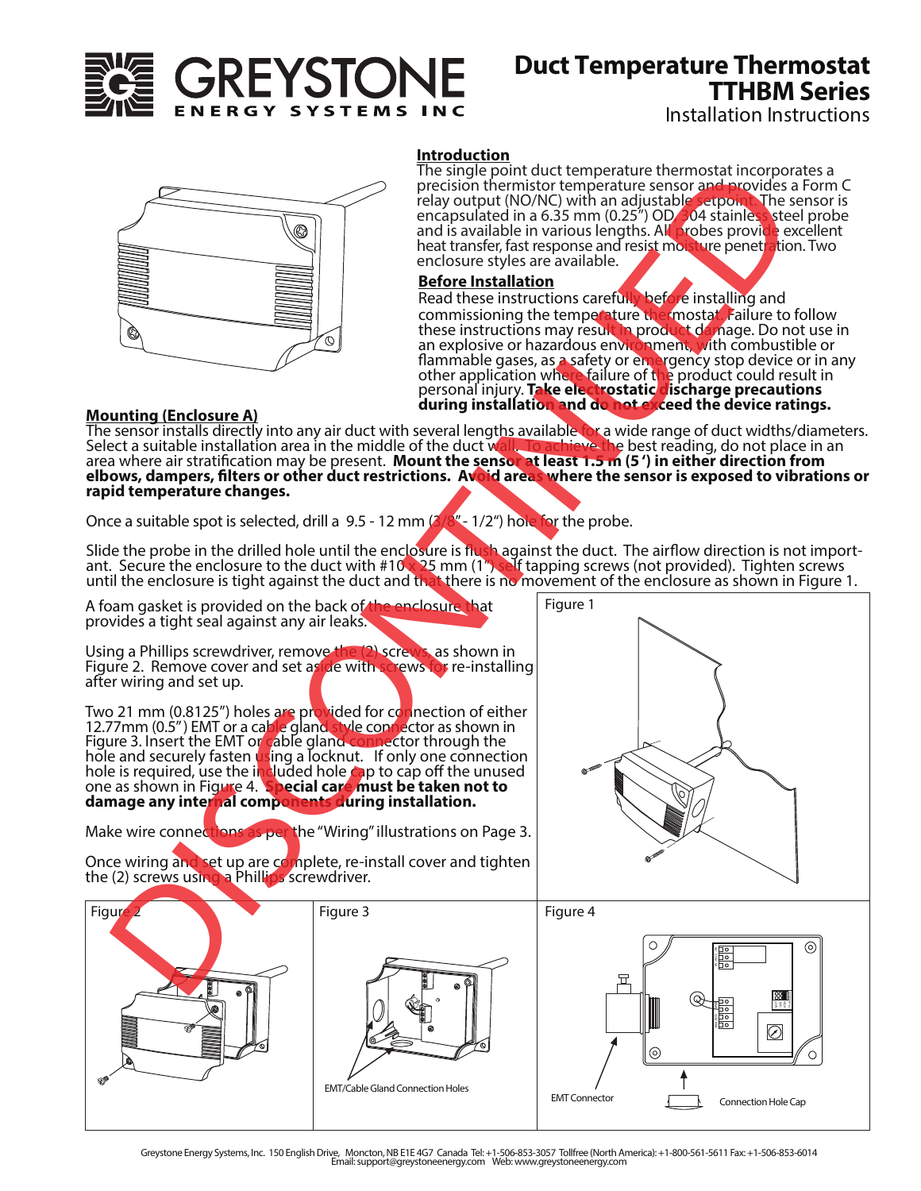# Duct Temperature Thermostat TTHBM Series

Installation Instructions

## Introduction

The single point duct temperature thermostat incorporates a precision thermistor temperature sensor and provides a Form C relay output (NO/NC) with an adjustable setpoint. The sensor is encapsulated in a 6.35 mm (0.25") OD, 304 stainless steel probe and is available in various lengths. All probes provide excellent heat transfer, fast response and resist moisture penetration. Two enclosure styles are available.

## Before Installation

Read these instructions carefully before installing and commissioning the temperature thermostat. Failure to follow these instructions may result in product damage. Do not use in an explosive or hazardous environment, with combustible or flammable gases, as a safety or emergency stop device or in any other application where failure of the product could result in personal injury. **Take electrostatic discharge precautions during installation and do not exceed the device ratings.**

## Mounting (Enclosure A)

The sensor installs directly into any air duct with several lengths available for a wide range of duct widths/diameters. Select a suitable installation area in the middle of the duct wall. To achieve the best reading, do not place in an area where air stratification may be present. **Mount the sensor at least 1.5 m (5 ') in either direction from elbows, dampers, filters or other duct restrictions. Avoid areas where the sensor is exposed to vibrations or rapid temperature changes.**

Once a suitable spot is selected, drill a 9.5 - 12 mm (3/8" - 1/2") hole for the probe.

Slide the probe in the drilled hole until the enclosure is flush against the duct. The airflow direction is not important. Secure the enclosure to the duct with #10 x 25 mm (1") self tapping screws (not provided). Tighten screws until the enclosure is tight against the duct and that there is no movement of the enclosure as shown in Figure 1.

A foam gasket is provided on the back of the enclosure that provides a tight seal against any air leaks.

Using a Phillips screwdriver, remove the (2) screws, as shown in Figure 2. Remove cover and set aside with screws for re-installing after wiring and set up.

Two 21 mm (0.8125") holes are provided for connection of either 12.77mm (0.5") EMT or a cable gland style connector as shown in Figure 3. Insert the EMT or cable gland connector through the hole and securely fasten using a locknut. If only one connection hole is required, use the included hole cap to cap off the unused one as shown in Figure 4. **Special care must be taken not to damage any internal components during installation.**

Make wire connections as per the "Wiring" illustrations on Page 3.

Once wiring and set up are complete, re-install cover and tighten the (2) screws using a Phillips screwdriver.

Figure 1

Figure 2

Figure 3

EMT/Cable Gland Connection Holes

Figure 4

EMT Connector

Connection Hole Cap

DISCONTINUED

Greystone Energy Systems, Inc. 150 English Drive, Moncton, NB E1E 4G7 Canada Tel: +1-506-853-3057 Tollfree (North America): +1-800-561-5611 Fax: +1-506-853-6014
Email: support@greystoneenergy.com Web: www.greystoneenergy.com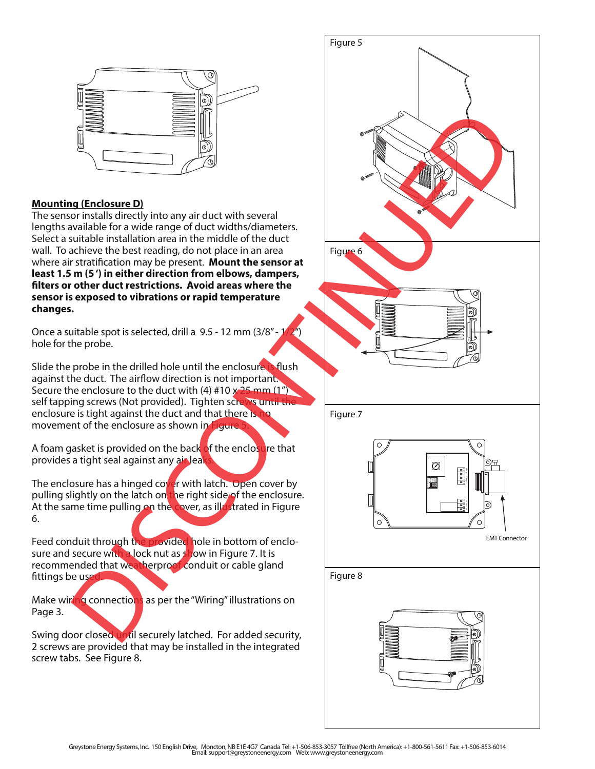## Mounting (Enclosure D)

The sensor installs directly into any air duct with several lengths available for a wide range of duct widths/diameters. Select a suitable installation area in the middle of the duct wall. To achieve the best reading, do not place in an area where air stratification may be present. **Mount the sensor at least 1.5 m (5 ') in either direction from elbows, dampers, filters or other duct restrictions. Avoid areas where the sensor is exposed to vibrations or rapid temperature changes.**

Once a suitable spot is selected, drill a 9.5 - 12 mm (3/8" - 1/2") hole for the probe.

Slide the probe in the drilled hole until the enclosure is flush against the duct. The airflow direction is not important. Secure the enclosure to the duct with (4) #10 x 25 mm (1") self tapping screws (Not provided). Tighten screws until the enclosure is tight against the duct and that there is no movement of the enclosure as shown in Figure 5.

A foam gasket is provided on the back of the enclosure that provides a tight seal against any air leaks.

The enclosure has a hinged cover with latch. Open cover by pulling slightly on the latch on the right side of the enclosure. At the same time pulling on the cover, as illustrated in Figure 6.

Feed conduit through the provided hole in bottom of enclosure and secure with a lock nut as show in Figure 7. It is recommended that weatherproof conduit or cable gland fittings be used.

Make wiring connections as per the "Wiring" illustrations on Page 3.

Swing door closed until securely latched. For added security, 2 screws are provided that may be installed in the integrated screw tabs. See Figure 8.

Figure 5

Figure 6

Figure 7

EMT Connector

Figure 8

DISCONTINUED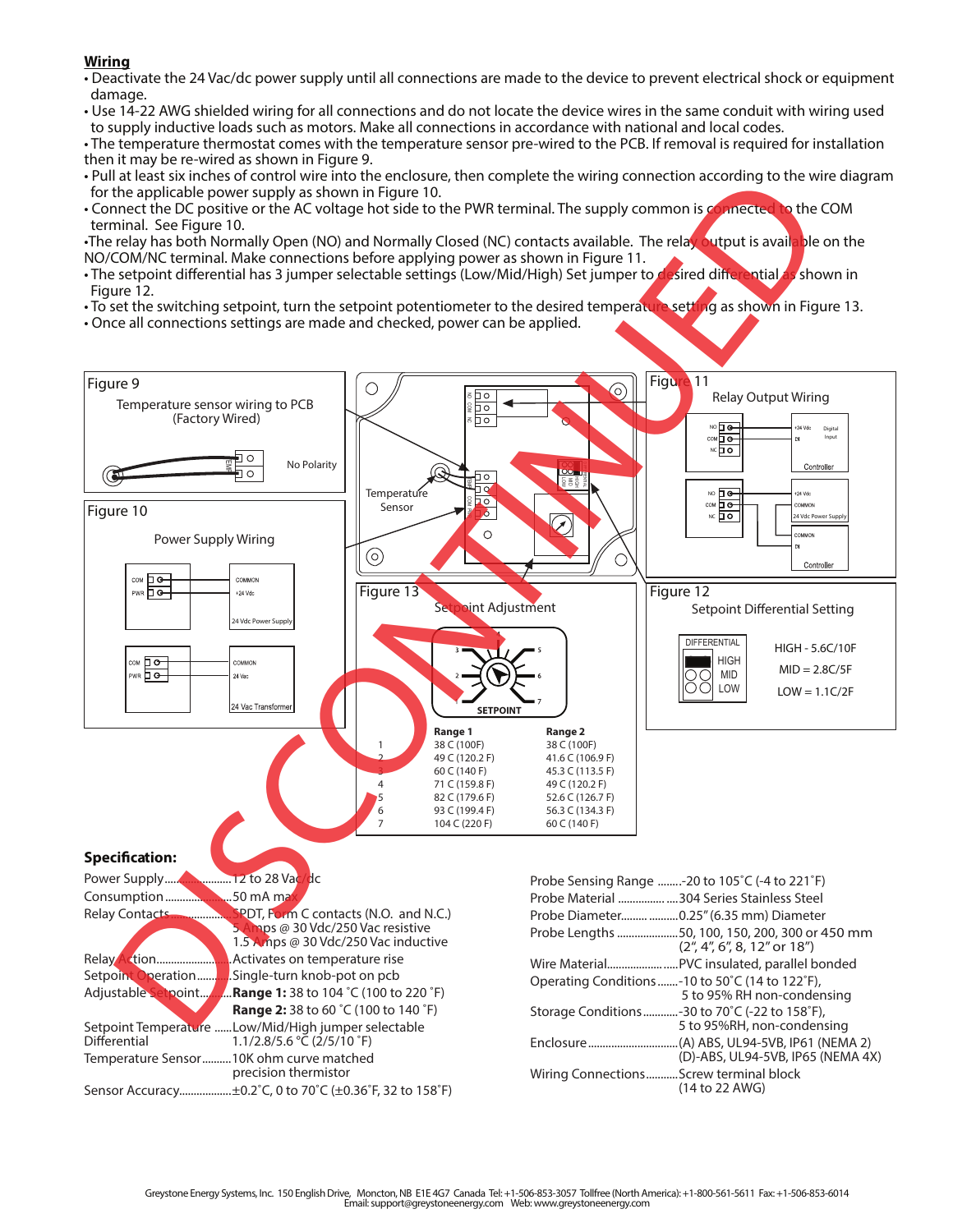## Wiring

- Deactivate the 24 Vac/dc power supply until all connections are made to the device to prevent electrical shock or equipment damage.
- Use 14-22 AWG shielded wiring for all connections and do not locate the device wires in the same conduit with wiring used to supply inductive loads such as motors. Make all connections in accordance with national and local codes.
- The temperature thermostat comes with the temperature sensor pre-wired to the PCB. If removal is required for installation then it may be re-wired as shown in Figure 9.
- Pull at least six inches of control wire into the enclosure, then complete the wiring connection according to the wire diagram for the applicable power supply as shown in Figure 10.
- Connect the DC positive or the AC voltage hot side to the PWR terminal. The supply common is connected to the COM terminal. See Figure 10.
- The relay has both Normally Open (NO) and Normally Closed (NC) contacts available. The relay output is available on the NO/COM/NC terminal. Make connections before applying power as shown in Figure 11.
- The setpoint differential has 3 jumper selectable settings (Low/Mid/High) Set jumper to desired differential as shown in Figure 12.
- To set the switching setpoint, turn the setpoint potentiometer to the desired temperature setting as shown in Figure 13.
- Once all connections settings are made and checked, power can be applied.

Figure 9
Temperature sensor wiring to PCB (Factory Wired)
No Polarity

Figure 10
Power Supply Wiring

Figure 11
Relay Output Wiring

Figure 12
Setpoint Differential Setting

HIGH - 5.6C/10F
MID = 2.8C/5F
LOW = 1.1C/2F

Figure 13
Setpoint Adjustment

| | Range 1 | Range 2 |
|---|---|---|
| 1 | 38 C (100F) | 38 C (100F) |
| 2 | 49 C (120.2 F) | 41.6 C (106.9 F) |
| 3 | 60 C (140 F) | 45.3 C (113.5 F) |
| 4 | 71 C (159.8 F) | 49 C (120.2 F) |
| 5 | 82 C (179.6 F) | 52.6 C (126.7 F) |
| 6 | 93 C (199.4 F) | 56.3 C (134.3 F) |
| 7 | 104 C (220 F) | 60 C (140 F) |

## Specification:

Power Supply..........................12 to 28 Vac/dc
Consumption.........................50 mA max
Relay Contacts.......................SPDT, Form C contacts (N.O. and N.C.)
5 Amps @ 30 Vdc/250 Vac resistive
1.5 Amps @ 30 Vdc/250 Vac inductive
Relay Action...........................Activates on temperature rise
Setpoint Operation.................Single-turn knob-pot on pcb
Adjustable Setpoint...............**Range 1:** 38 to 104 °C (100 to 220 °F)
**Range 2:** 38 to 60 °C (100 to 140 °F)
Setpoint Temperature Differential ......Low/Mid/High jumper selectable 1.1/2.8/5.6 °C (2/5/10 °F)
Temperature Sensor..........10K ohm curve matched precision thermistor
Sensor Accuracy..................±0.2°C, 0 to 70°C (±0.36°F, 32 to 158°F)

Probe Sensing Range ........-20 to 105°C (-4 to 221°F)
Probe Material ....................304 Series Stainless Steel
Probe Diameter...................0.25" (6.35 mm) Diameter
Probe Lengths ....................50, 100, 150, 200, 300 or 450 mm (2", 4", 6", 8, 12" or 18")
Wire Material.......................PVC insulated, parallel bonded
Operating Conditions.......-10 to 50°C (14 to 122°F), 5 to 95% RH non-condensing
Storage Conditions............-30 to 70°C (-22 to 158°F), 5 to 95%RH, non-condensing
Enclosure.............................(A) ABS, UL94-5VB, IP61 (NEMA 2)
(D)-ABS, UL94-5VB, IP65 (NEMA 4X)
Wiring Connections...........Screw terminal block (14 to 22 AWG)

Greystone Energy Systems, Inc. 150 English Drive, Moncton, NB E1E 4G7 Canada Tel: +1-506-853-3057 Tollfree (North America): +1-800-561-5611 Fax: +1-506-853-6014
Email: support@greystoneenergy.com Web: www.greystoneenergy.com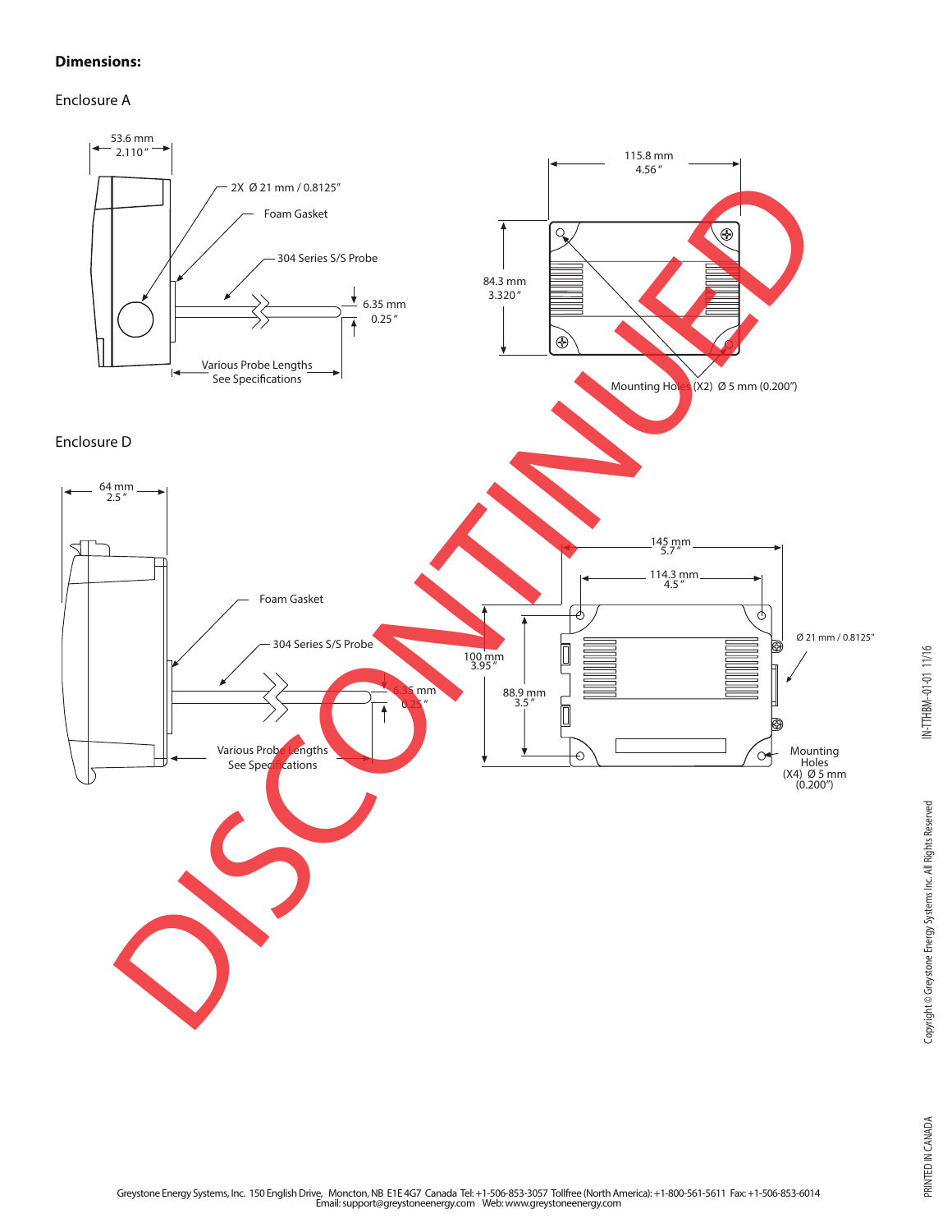**Dimensions:**

Enclosure A

53.6 mm
2.110"

2X Ø 21 mm / 0.8125"

Foam Gasket

304 Series S/S Probe

6.35 mm
0.25"

Various Probe Lengths
See Specifications

115.8 mm
4.56"

84.3 mm
3.320"

Mounting Holes (X2) Ø 5 mm (0.200")

Enclosure D

64 mm
2.5"

Foam Gasket

304 Series S/S Probe

6.35 mm
0.25"

Various Probe Lengths
See Specifications

145 mm
5.7"

114.3 mm
4.5"

100 mm
3.95"

88.9 mm
3.5"

Ø 21 mm / 0.8125"

Mounting Holes
(X4) Ø 5 mm
(0.200")

DISCONTINUED

IN-TTHBM-01-01 11/16

Copyright © Greystone Energy Systems Inc. All Rights Reserved

PRINTED IN CANADA

Greystone Energy Systems, Inc. 150 English Drive, Moncton, NB E1E 4G7 Canada Tel: +1-506-853-3057 Tollfree (North America): +1-800-561-5611 Fax: +1-506-853-6014
Email: support@greystoneenergy.com Web: www.greystoneenergy.com